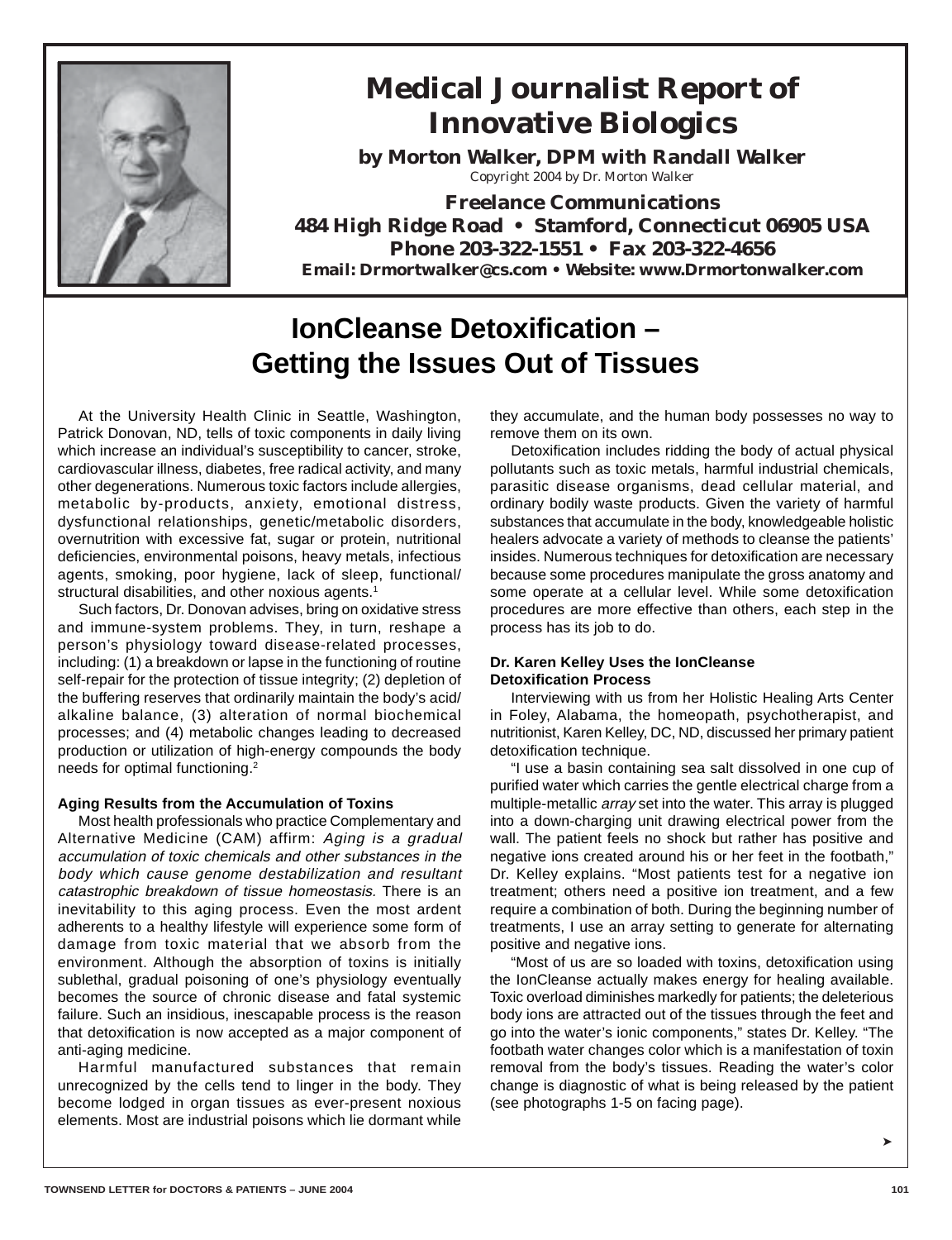# Medical Journalist Report of Innovative Biologics

**by Morton Walker, DPM with Randall Walker**
Copyright 2004 by Dr. Morton Walker

**Freelance Communications**
**484 High Ridge Road • Stamford, Connecticut 06905 USA**
**Phone 203-322-1551 • Fax 203-322-4656**
**Email: Drmortwalker@cs.com • Website: www.Drmortonwalker.com**

## IonCleanse Detoxification – Getting the Issues Out of Tissues

At the University Health Clinic in Seattle, Washington, Patrick Donovan, ND, tells of toxic components in daily living which increase an individual's susceptibility to cancer, stroke, cardiovascular illness, diabetes, free radical activity, and many other degenerations. Numerous toxic factors include allergies, metabolic by-products, anxiety, emotional distress, dysfunctional relationships, genetic/metabolic disorders, overnutrition with excessive fat, sugar or protein, nutritional deficiencies, environmental poisons, heavy metals, infectious agents, smoking, poor hygiene, lack of sleep, functional/structural disabilities, and other noxious agents.[1]

Such factors, Dr. Donovan advises, bring on oxidative stress and immune-system problems. They, in turn, reshape a person's physiology toward disease-related processes, including: (1) a breakdown or lapse in the functioning of routine self-repair for the protection of tissue integrity; (2) depletion of the buffering reserves that ordinarily maintain the body's acid/alkaline balance, (3) alteration of normal biochemical processes; and (4) metabolic changes leading to decreased production or utilization of high-energy compounds the body needs for optimal functioning.[2]

### Aging Results from the Accumulation of Toxins

Most health professionals who practice Complementary and Alternative Medicine (CAM) affirm: *Aging is a gradual accumulation of toxic chemicals and other substances in the body which cause genome destabilization and resultant catastrophic breakdown of tissue homeostasis.* There is an inevitability to this aging process. Even the most ardent adherents to a healthy lifestyle will experience some form of damage from toxic material that we absorb from the environment. Although the absorption of toxins is initially sublethal, gradual poisoning of one's physiology eventually becomes the source of chronic disease and fatal systemic failure. Such an insidious, inescapable process is the reason that detoxification is now accepted as a major component of anti-aging medicine.

Harmful manufactured substances that remain unrecognized by the cells tend to linger in the body. They become lodged in organ tissues as ever-present noxious elements. Most are industrial poisons which lie dormant while they accumulate, and the human body possesses no way to remove them on its own.

Detoxification includes ridding the body of actual physical pollutants such as toxic metals, harmful industrial chemicals, parasitic disease organisms, dead cellular material, and ordinary bodily waste products. Given the variety of harmful substances that accumulate in the body, knowledgeable holistic healers advocate a variety of methods to cleanse the patients' insides. Numerous techniques for detoxification are necessary because some procedures manipulate the gross anatomy and some operate at a cellular level. While some detoxification procedures are more effective than others, each step in the process has its job to do.

### Dr. Karen Kelley Uses the IonCleanse Detoxification Process

Interviewing with us from her Holistic Healing Arts Center in Foley, Alabama, the homeopath, psychotherapist, and nutritionist, Karen Kelley, DC, ND, discussed her primary patient detoxification technique.

"I use a basin containing sea salt dissolved in one cup of purified water which carries the gentle electrical charge from a multiple-metallic *array* set into the water. This array is plugged into a down-charging unit drawing electrical power from the wall. The patient feels no shock but rather has positive and negative ions created around his or her feet in the footbath," Dr. Kelley explains. "Most patients test for a negative ion treatment; others need a positive ion treatment, and a few require a combination of both. During the beginning number of treatments, I use an array setting to generate for alternating positive and negative ions.

"Most of us are so loaded with toxins, detoxification using the IonCleanse actually makes energy for healing available. Toxic overload diminishes markedly for patients; the deleterious body ions are attracted out of the tissues through the feet and go into the water's ionic components," states Dr. Kelley. "The footbath water changes color which is a manifestation of toxin removal from the body's tissues. Reading the water's color change is diagnostic of what is being released by the patient (see photographs 1-5 on facing page).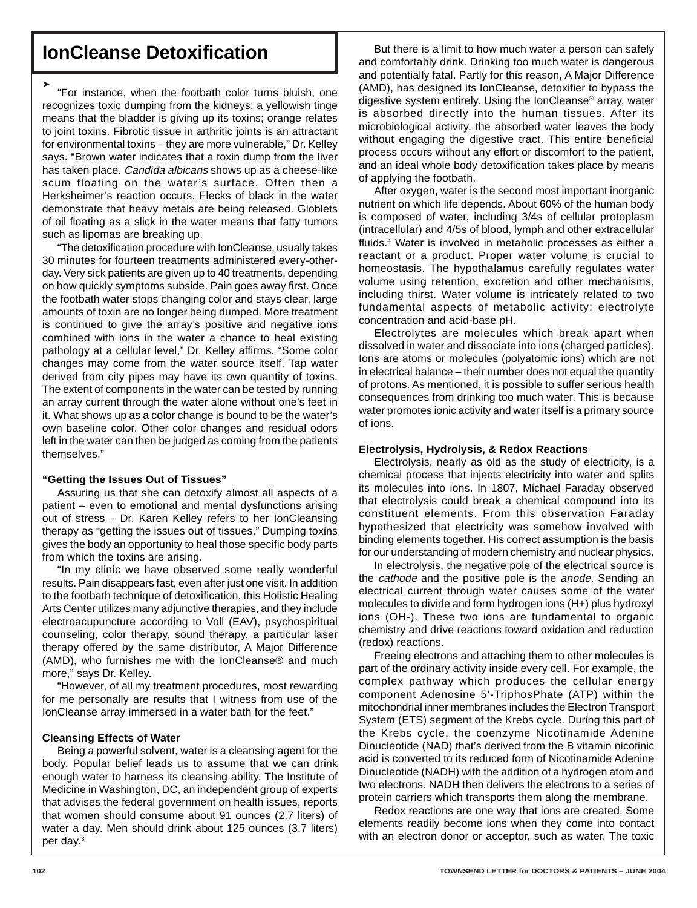# IonCleanse Detoxification

➤ "For instance, when the footbath color turns bluish, one recognizes toxic dumping from the kidneys; a yellowish tinge means that the bladder is giving up its toxins; orange relates to joint toxins. Fibrotic tissue in arthritic joints is an attractant for environmental toxins – they are more vulnerable," Dr. Kelley says. "Brown water indicates that a toxin dump from the liver has taken place. *Candida albicans* shows up as a cheese-like scum floating on the water's surface. Often then a Herksheimer's reaction occurs. Flecks of black in the water demonstrate that heavy metals are being released. Globlets of oil floating as a slick in the water means that fatty tumors such as lipomas are breaking up.

"The detoxification procedure with IonCleanse, usually takes 30 minutes for fourteen treatments administered every-other-day. Very sick patients are given up to 40 treatments, depending on how quickly symptoms subside. Pain goes away first. Once the footbath water stops changing color and stays clear, large amounts of toxin are no longer being dumped. More treatment is continued to give the array's positive and negative ions combined with ions in the water a chance to heal existing pathology at a cellular level," Dr. Kelley affirms. "Some color changes may come from the water source itself. Tap water derived from city pipes may have its own quantity of toxins. The extent of components in the water can be tested by running an array current through the water alone without one's feet in it. What shows up as a color change is bound to be the water's own baseline color. Other color changes and residual odors left in the water can then be judged as coming from the patients themselves."

### "Getting the Issues Out of Tissues"

Assuring us that she can detoxify almost all aspects of a patient – even to emotional and mental dysfunctions arising out of stress – Dr. Karen Kelley refers to her IonCleansing therapy as "getting the issues out of tissues." Dumping toxins gives the body an opportunity to heal those specific body parts from which the toxins are arising.

"In my clinic we have observed some really wonderful results. Pain disappears fast, even after just one visit. In addition to the footbath technique of detoxification, this Holistic Healing Arts Center utilizes many adjunctive therapies, and they include electroacupuncture according to Voll (EAV), psychospiritual counseling, color therapy, sound therapy, a particular laser therapy offered by the same distributor, A Major Difference (AMD), who furnishes me with the IonCleanse® and much more," says Dr. Kelley.

"However, of all my treatment procedures, most rewarding for me personally are results that I witness from use of the IonCleanse array immersed in a water bath for the feet."

### Cleansing Effects of Water

Being a powerful solvent, water is a cleansing agent for the body. Popular belief leads us to assume that we can drink enough water to harness its cleansing ability. The Institute of Medicine in Washington, DC, an independent group of experts that advises the federal government on health issues, reports that women should consume about 91 ounces (2.7 liters) of water a day. Men should drink about 125 ounces (3.7 liters) per day.[3]

But there is a limit to how much water a person can safely and comfortably drink. Drinking too much water is dangerous and potentially fatal. Partly for this reason, A Major Difference (AMD), has designed its IonCleanse, detoxifier to bypass the digestive system entirely. Using the IonCleanse® array, water is absorbed directly into the human tissues. After its microbiological activity, the absorbed water leaves the body without engaging the digestive tract. This entire beneficial process occurs without any effort or discomfort to the patient, and an ideal whole body detoxification takes place by means of applying the footbath.

After oxygen, water is the second most important inorganic nutrient on which life depends. About 60% of the human body is composed of water, including 3/4s of cellular protoplasm (intracellular) and 4/5s of blood, lymph and other extracellular fluids.[4] Water is involved in metabolic processes as either a reactant or a product. Proper water volume is crucial to homeostasis. The hypothalamus carefully regulates water volume using retention, excretion and other mechanisms, including thirst. Water volume is intricately related to two fundamental aspects of metabolic activity: electrolyte concentration and acid-base pH.

Electrolytes are molecules which break apart when dissolved in water and dissociate into ions (charged particles). Ions are atoms or molecules (polyatomic ions) which are not in electrical balance – their number does not equal the quantity of protons. As mentioned, it is possible to suffer serious health consequences from drinking too much water. This is because water promotes ionic activity and water itself is a primary source of ions.

### Electrolysis, Hydrolysis, & Redox Reactions

Electrolysis, nearly as old as the study of electricity, is a chemical process that injects electricity into water and splits its molecules into ions. In 1807, Michael Faraday observed that electrolysis could break a chemical compound into its constituent elements. From this observation Faraday hypothesized that electricity was somehow involved with binding elements together. His correct assumption is the basis for our understanding of modern chemistry and nuclear physics.

In electrolysis, the negative pole of the electrical source is the *cathode* and the positive pole is the *anode*. Sending an electrical current through water causes some of the water molecules to divide and form hydrogen ions ($H^+$) plus hydroxyl ions ($OH^-$). These two ions are fundamental to organic chemistry and drive reactions toward oxidation and reduction (redox) reactions.

Freeing electrons and attaching them to other molecules is part of the ordinary activity inside every cell. For example, the complex pathway which produces the cellular energy component Adenosine 5'-TriphosPhate (ATP) within the mitochondrial inner membranes includes the Electron Transport System (ETS) segment of the Krebs cycle. During this part of the Krebs cycle, the coenzyme Nicotinamide Adenine Dinucleotide (NAD) that's derived from the B vitamin nicotinic acid is converted to its reduced form of Nicotinamide Adenine Dinucleotide (NADH) with the addition of a hydrogen atom and two electrons. NADH then delivers the electrons to a series of protein carriers which transports them along the membrane.

Redox reactions are one way that ions are created. Some elements readily become ions when they come into contact with an electron donor or acceptor, such as water. The toxic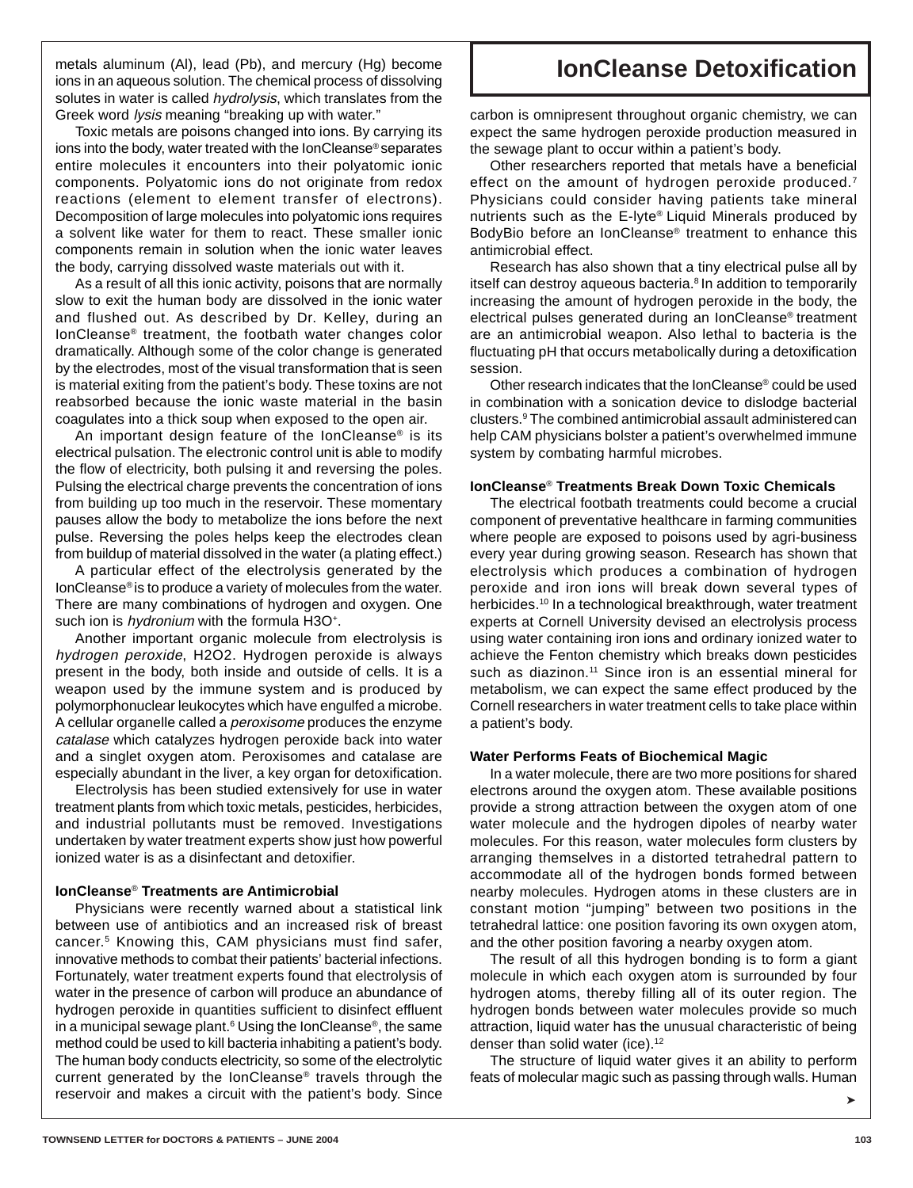metals aluminum (Al), lead (Pb), and mercury (Hg) become ions in an aqueous solution. The chemical process of dissolving solutes in water is called *hydrolysis*, which translates from the Greek word *lysis* meaning "breaking up with water."

Toxic metals are poisons changed into ions. By carrying its ions into the body, water treated with the IonCleanse® separates entire molecules it encounters into their polyatomic ionic components. Polyatomic ions do not originate from redox reactions (element to element transfer of electrons). Decomposition of large molecules into polyatomic ions requires a solvent like water for them to react. These smaller ionic components remain in solution when the ionic water leaves the body, carrying dissolved waste materials out with it.

As a result of all this ionic activity, poisons that are normally slow to exit the human body are dissolved in the ionic water and flushed out. As described by Dr. Kelley, during an IonCleanse® treatment, the footbath water changes color dramatically. Although some of the color change is generated by the electrodes, most of the visual transformation that is seen is material exiting from the patient's body. These toxins are not reabsorbed because the ionic waste material in the basin coagulates into a thick soup when exposed to the open air.

An important design feature of the IonCleanse® is its electrical pulsation. The electronic control unit is able to modify the flow of electricity, both pulsing it and reversing the poles. Pulsing the electrical charge prevents the concentration of ions from building up too much in the reservoir. These momentary pauses allow the body to metabolize the ions before the next pulse. Reversing the poles helps keep the electrodes clean from buildup of material dissolved in the water (a plating effect.)

A particular effect of the electrolysis generated by the IonCleanse® is to produce a variety of molecules from the water. There are many combinations of hydrogen and oxygen. One such ion is *hydronium* with the formula $H_3O^+$.

Another important organic molecule from electrolysis is *hydrogen peroxide*, $H_2O_2$. Hydrogen peroxide is always present in the body, both inside and outside of cells. It is a weapon used by the immune system and is produced by polymorphonuclear leukocytes which have engulfed a microbe. A cellular organelle called a *peroxisome* produces the enzyme *catalase* which catalyzes hydrogen peroxide back into water and a singlet oxygen atom. Peroxisomes and catalase are especially abundant in the liver, a key organ for detoxification.

Electrolysis has been studied extensively for use in water treatment plants from which toxic metals, pesticides, herbicides, and industrial pollutants must be removed. Investigations undertaken by water treatment experts show just how powerful ionized water is as a disinfectant and detoxifier.

### IonCleanse® Treatments are Antimicrobial

Physicians were recently warned about a statistical link between use of antibiotics and an increased risk of breast cancer.[5] Knowing this, CAM physicians must find safer, innovative methods to combat their patients' bacterial infections. Fortunately, water treatment experts found that electrolysis of water in the presence of carbon will produce an abundance of hydrogen peroxide in quantities sufficient to disinfect effluent in a municipal sewage plant.[6] Using the IonCleanse®, the same method could be used to kill bacteria inhabiting a patient's body. The human body conducts electricity, so some of the electrolytic current generated by the IonCleanse® travels through the reservoir and makes a circuit with the patient's body. Since carbon is omnipresent throughout organic chemistry, we can expect the same hydrogen peroxide production measured in the sewage plant to occur within a patient's body.

Other researchers reported that metals have a beneficial effect on the amount of hydrogen peroxide produced.[7] Physicians could consider having patients take mineral nutrients such as the E-lyte® Liquid Minerals produced by BodyBio before an IonCleanse® treatment to enhance this antimicrobial effect.

Research has also shown that a tiny electrical pulse all by itself can destroy aqueous bacteria.[8] In addition to temporarily increasing the amount of hydrogen peroxide in the body, the electrical pulses generated during an IonCleanse® treatment are an antimicrobial weapon. Also lethal to bacteria is the fluctuating pH that occurs metabolically during a detoxification session.

Other research indicates that the IonCleanse® could be used in combination with a sonication device to dislodge bacterial clusters.[9] The combined antimicrobial assault administered can help CAM physicians bolster a patient's overwhelmed immune system by combating harmful microbes.

### IonCleanse® Treatments Break Down Toxic Chemicals

The electrical footbath treatments could become a crucial component of preventative healthcare in farming communities where people are exposed to poisons used by agri-business every year during growing season. Research has shown that electrolysis which produces a combination of hydrogen peroxide and iron ions will break down several types of herbicides.[10] In a technological breakthrough, water treatment experts at Cornell University devised an electrolysis process using water containing iron ions and ordinary ionized water to achieve the Fenton chemistry which breaks down pesticides such as diazinon.[11] Since iron is an essential mineral for metabolism, we can expect the same effect produced by the Cornell researchers in water treatment cells to take place within a patient's body.

### Water Performs Feats of Biochemical Magic

In a water molecule, there are two more positions for shared electrons around the oxygen atom. These available positions provide a strong attraction between the oxygen atom of one water molecule and the hydrogen dipoles of nearby water molecules. For this reason, water molecules form clusters by arranging themselves in a distorted tetrahedral pattern to accommodate all of the hydrogen bonds formed between nearby molecules. Hydrogen atoms in these clusters are in constant motion "jumping" between two positions in the tetrahedral lattice: one position favoring its own oxygen atom, and the other position favoring a nearby oxygen atom.

The result of all this hydrogen bonding is to form a giant molecule in which each oxygen atom is surrounded by four hydrogen atoms, thereby filling all of its outer region. The hydrogen bonds between water molecules provide so much attraction, liquid water has the unusual characteristic of being denser than solid water (ice).[12]

The structure of liquid water gives it an ability to perform feats of molecular magic such as passing through walls. Human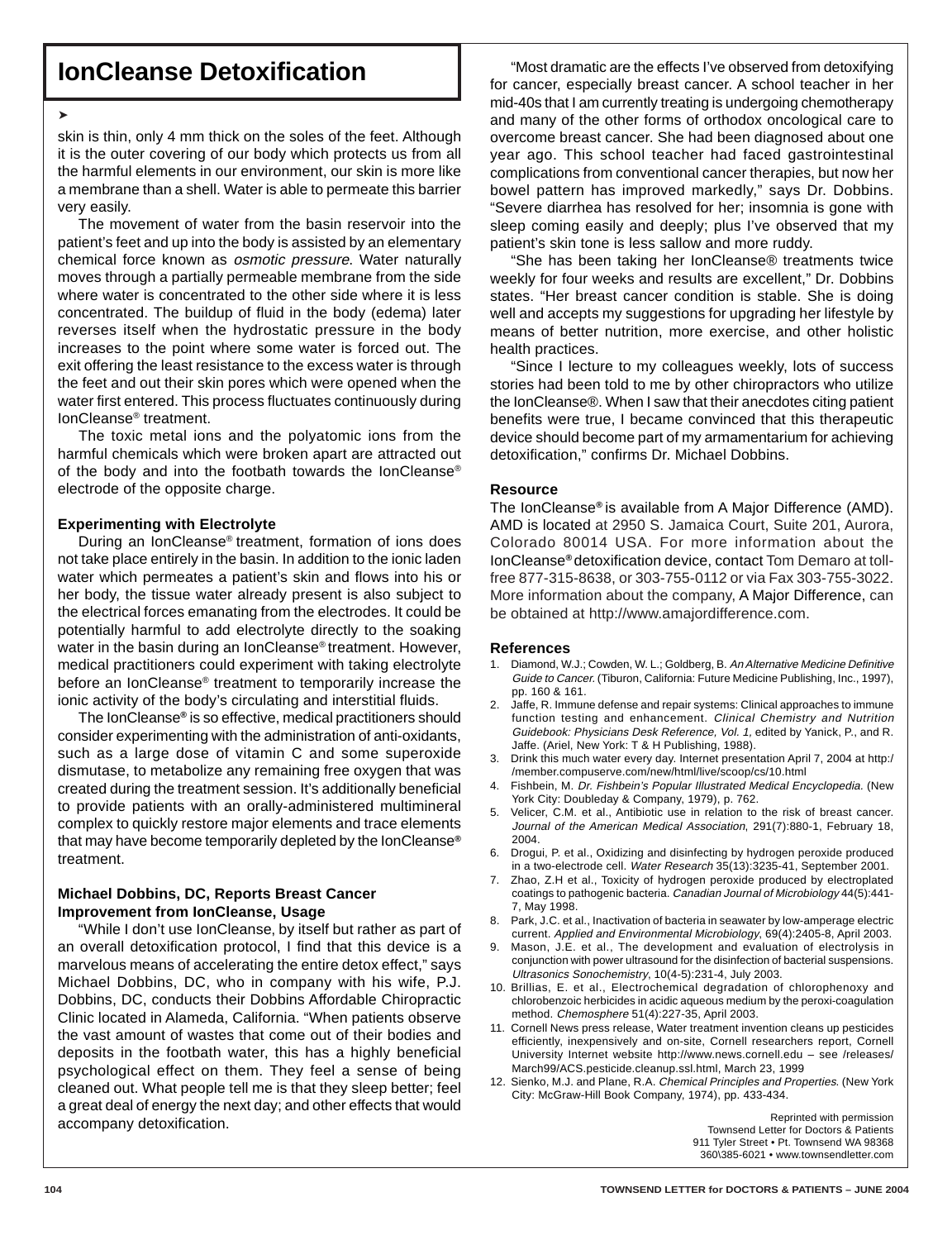# IonCleanse Detoxification

➤

skin is thin, only 4 mm thick on the soles of the feet. Although it is the outer covering of our body which protects us from all the harmful elements in our environment, our skin is more like a membrane than a shell. Water is able to permeate this barrier very easily.

The movement of water from the basin reservoir into the patient's feet and up into the body is assisted by an elementary chemical force known as *osmotic pressure*. Water naturally moves through a partially permeable membrane from the side where water is concentrated to the other side where it is less concentrated. The buildup of fluid in the body (edema) later reverses itself when the hydrostatic pressure in the body increases to the point where some water is forced out. The exit offering the least resistance to the excess water is through the feet and out their skin pores which were opened when the water first entered. This process fluctuates continuously during IonCleanse® treatment.

The toxic metal ions and the polyatomic ions from the harmful chemicals which were broken apart are attracted out of the body and into the footbath towards the IonCleanse® electrode of the opposite charge.

### Experimenting with Electrolyte

During an IonCleanse® treatment, formation of ions does not take place entirely in the basin. In addition to the ionic laden water which permeates a patient's skin and flows into his or her body, the tissue water already present is also subject to the electrical forces emanating from the electrodes. It could be potentially harmful to add electrolyte directly to the soaking water in the basin during an IonCleanse® treatment. However, medical practitioners could experiment with taking electrolyte before an IonCleanse® treatment to temporarily increase the ionic activity of the body's circulating and interstitial fluids.

The IonCleanse® is so effective, medical practitioners should consider experimenting with the administration of anti-oxidants, such as a large dose of vitamin C and some superoxide dismutase, to metabolize any remaining free oxygen that was created during the treatment session. It's additionally beneficial to provide patients with an orally-administered multimineral complex to quickly restore major elements and trace elements that may have become temporarily depleted by the IonCleanse® treatment.

### Michael Dobbins, DC, Reports Breast Cancer Improvement from IonCleanse, Usage

"While I don't use IonCleanse, by itself but rather as part of an overall detoxification protocol, I find that this device is a marvelous means of accelerating the entire detox effect," says Michael Dobbins, DC, who in company with his wife, P.J. Dobbins, DC, conducts their Dobbins Affordable Chiropractic Clinic located in Alameda, California. "When patients observe the vast amount of wastes that come out of their bodies and deposits in the footbath water, this has a highly beneficial psychological effect on them. They feel a sense of being cleaned out. What people tell me is that they sleep better; feel a great deal of energy the next day; and other effects that would accompany detoxification.

"Most dramatic are the effects I've observed from detoxifying for cancer, especially breast cancer. A school teacher in her mid-40s that I am currently treating is undergoing chemotherapy and many of the other forms of orthodox oncological care to overcome breast cancer. She had been diagnosed about one year ago. This school teacher had faced gastrointestinal complications from conventional cancer therapies, but now her bowel pattern has improved markedly," says Dr. Dobbins. "Severe diarrhea has resolved for her; insomnia is gone with sleep coming easily and deeply; plus I've observed that my patient's skin tone is less sallow and more ruddy.

"She has been taking her IonCleanse® treatments twice weekly for four weeks and results are excellent," Dr. Dobbins states. "Her breast cancer condition is stable. She is doing well and accepts my suggestions for upgrading her lifestyle by means of better nutrition, more exercise, and other holistic health practices.

"Since I lecture to my colleagues weekly, lots of success stories had been told to me by other chiropractors who utilize the IonCleanse®. When I saw that their anecdotes citing patient benefits were true, I became convinced that this therapeutic device should become part of my armamentarium for achieving detoxification," confirms Dr. Michael Dobbins.

### Resource

The IonCleanse® is available from A Major Difference (AMD). AMD is located at 2950 S. Jamaica Court, Suite 201, Aurora, Colorado 80014 USA. For more information about the IonCleanse® detoxification device, contact Tom Demaro at toll-free 877-315-8638, or 303-755-0112 or via Fax 303-755-3022. More information about the company, A Major Difference, can be obtained at http://www.amajordifference.com.

### References

1. Diamond, W.J.; Cowden, W. L.; Goldberg, B. *An Alternative Medicine Definitive Guide to Cancer.* (Tiburon, California: Future Medicine Publishing, Inc., 1997), pp. 160 & 161.
2. Jaffe, R. Immune defense and repair systems: Clinical approaches to immune function testing and enhancement. *Clinical Chemistry and Nutrition Guidebook: Physicians Desk Reference, Vol. 1,* edited by Yanick, P., and R. Jaffe. (Ariel, New York: T & H Publishing, 1988).
3. Drink this much water every day. Internet presentation April 7, 2004 at http://member.compuserve.com/new/html/live/scoop/cs/10.html
4. Fishbein, M. *Dr. Fishbein's Popular Illustrated Medical Encyclopedia.* (New York City: Doubleday & Company, 1979), p. 762.
5. Velicer, C.M. et al., Antibiotic use in relation to the risk of breast cancer. *Journal of the American Medical Association*, 291(7):880-1, February 18, 2004.
6. Drogui, P. et al., Oxidizing and disinfecting by hydrogen peroxide produced in a two-electrode cell. *Water Research* 35(13):3235-41, September 2001.
7. Zhao, Z.H et al., Toxicity of hydrogen peroxide produced by electroplated coatings to pathogenic bacteria. *Canadian Journal of Microbiology* 44(5):441-7, May 1998.
8. Park, J.C. et al., Inactivation of bacteria in seawater by low-amperage electric current. *Applied and Environmental Microbiology*, 69(4):2405-8, April 2003.
9. Mason, J.E. et al., The development and evaluation of electrolysis in conjunction with power ultrasound for the disinfection of bacterial suspensions. *Ultrasonics Sonochemistry*, 10(4-5):231-4, July 2003.
10. Brillias, E. et al., Electrochemical degradation of chlorophenoxy and chlorobenzoic herbicides in acidic aqueous medium by the peroxi-coagulation method. *Chemosphere* 51(4):227-35, April 2003.
11. Cornell News press release, Water treatment invention cleans up pesticides efficiently, inexpensively and on-site, Cornell researchers report, Cornell University Internet website http://www.news.cornell.edu – see /releases/March99/ACS.pesticide.cleanup.ssl.html, March 23, 1999
12. Sienko, M.J. and Plane, R.A. *Chemical Principles and Properties.* (New York City: McGraw-Hill Book Company, 1974), pp. 433-434.

Reprinted with permission
Townsend Letter for Doctors & Patients
911 Tyler Street • Pt. Townsend WA 98368
360\385-6021 • www.townsendletter.com